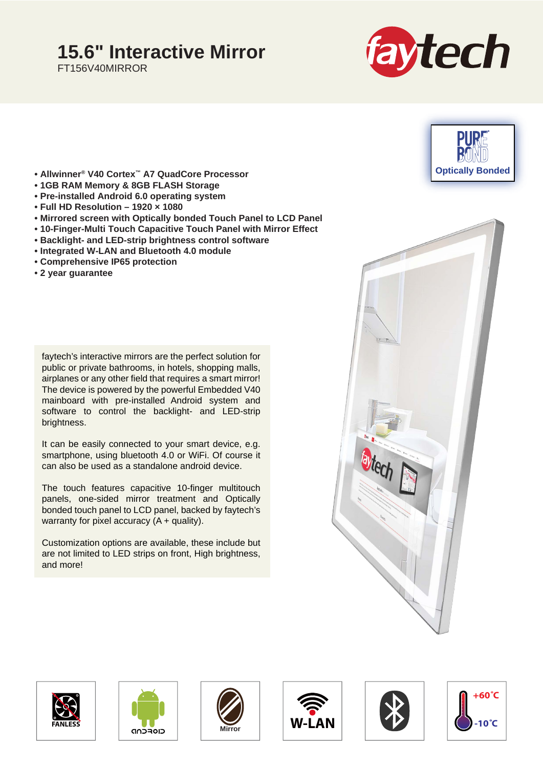# 15.6" Interactive Mirror

FT156V40MIRROR

PURE BOND
Optically Bonded

- Allwinner® V40 Cortex™ A7 QuadCore Processor
- 1GB RAM Memory & 8GB FLASH Storage
- Pre-installed Android 6.0 operating system
- Full HD Resolution – 1920 × 1080
- Mirrored screen with Optically bonded Touch Panel to LCD Panel
- 10-Finger-Multi Touch Capacitive Touch Panel with Mirror Effect
- Backlight- and LED-strip brightness control software
- Integrated W-LAN and Bluetooth 4.0 module
- Comprehensive IP65 protection
- 2 year guarantee

faytech's interactive mirrors are the perfect solution for public or private bathrooms, in hotels, shopping malls, airplanes or any other field that requires a smart mirror! The device is powered by the powerful Embedded V40 mainboard with pre-installed Android system and software to control the backlight- and LED-strip brightness.

It can be easily connected to your smart device, e.g. smartphone, using bluetooth 4.0 or WiFi. Of course it can also be used as a standalone android device.

The touch features capacitive 10-finger multitouch panels, one-sided mirror treatment and Optically bonded touch panel to LCD panel, backed by faytech's warranty for pixel accuracy (A + quality).

Customization options are available, these include but are not limited to LED strips on front, High brightness, and more!

FANLESS | ANDROID | Mirror | W-LAN | Bluetooth | +60°C / -10°C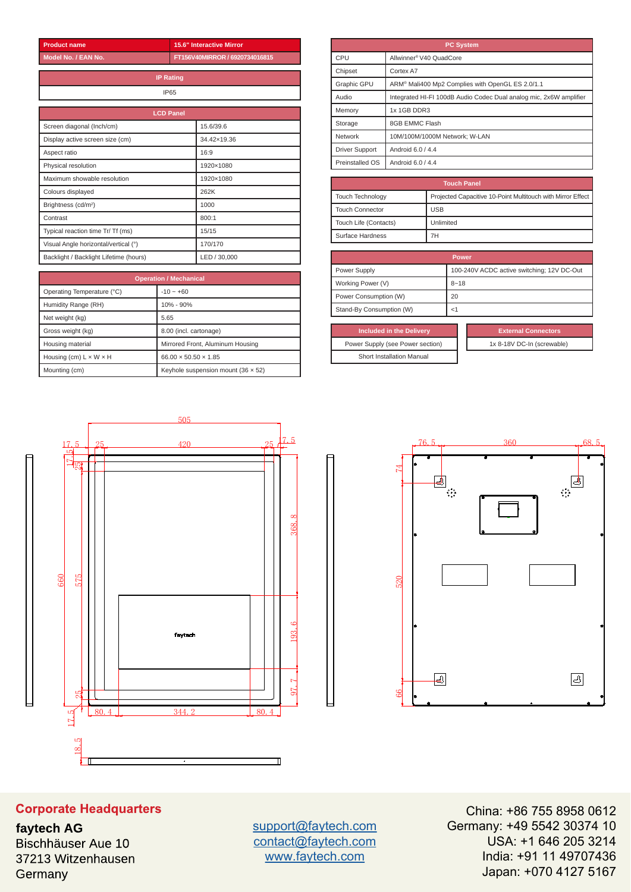| | |
|---|---|
| **Product name** | **15.6" Interactive Mirror** |
| **Model No. / EAN No.** | **FT156V40MIRROR / 6920734016815** |

| IP Rating |
|---|
| IP65 |

| LCD Panel | |
|---|---|
| Screen diagonal (Inch/cm) | 15.6/39.6 |
| Display active screen size (cm) | 34.42×19.36 |
| Aspect ratio | 16:9 |
| Physical resolution | 1920×1080 |
| Maximum showable resolution | 1920×1080 |
| Colours displayed | 262K |
| Brightness (cd/m²) | 1000 |
| Contrast | 800:1 |
| Typical reaction time Tr/ Tf (ms) | 15/15 |
| Visual Angle horizontal/vertical (°) | 170/170 |
| Backlight / Backlight Lifetime (hours) | LED / 30,000 |

| Operation / Mechanical | |
|---|---|
| Operating Temperature (°C) | -10 ~ +60 |
| Humidity Range (RH) | 10% - 90% |
| Net weight (kg) | 5.65 |
| Gross weight (kg) | 8.00 (incl. cartonage) |
| Housing material | Mirrored Front, Aluminum Housing |
| Housing (cm) L × W × H | 66.00 × 50.50 × 1.85 |
| Mounting (cm) | Keyhole suspension mount (36 × 52) |

| PC System | |
|---|---|
| CPU | Allwinner® V40 QuadCore |
| Chipset | Cortex A7 |
| Graphic GPU | ARM® Mali400 Mp2 Complies with OpenGL ES 2.0/1.1 |
| Audio | Integrated HI-FI 100dB Audio Codec Dual analog mic, 2x6W amplifier |
| Memory | 1x 1GB DDR3 |
| Storage | 8GB EMMC Flash |
| Network | 10M/100M/1000M Network; W-LAN |
| Driver Support | Android 6.0 / 4.4 |
| Preinstalled OS | Android 6.0 / 4.4 |

| Touch Panel | |
|---|---|
| Touch Technology | Projected Capacitive 10-Point Multitouch with Mirror Effect |
| Touch Connector | USB |
| Touch Life (Contacts) | Unlimited |
| Surface Hardness | 7H |

| Power | |
|---|---|
| Power Supply | 100-240V ACDC active switching; 12V DC-Out |
| Working Power (V) | 8~18 |
| Power Consumption (W) | 20 |
| Stand-By Consumption (W) | <1 |

| Included in the Delivery |
|---|
| Power Supply (see Power section) |
| Short Installation Manual |

| External Connectors |
|---|
| 1x 8-18V DC-In (screwable) |

505
17.5 25 420 25 17.5
17.5 25
660 575
368.8 193.6 97.7
25 17.5
80.4 344.2 80.4
18.5
faytech

76.5 360 68.5
74 520 66

## Corporate Headquarters

**faytech AG**
Bischhäuser Aue 10
37213 Witzenhausen
Germany

support@faytech.com
contact@faytech.com
www.faytech.com

China: +86 755 8958 0612
Germany: +49 5542 30374 10
USA: +1 646 205 3214
India: +91 11 49707436
Japan: +070 4127 5167